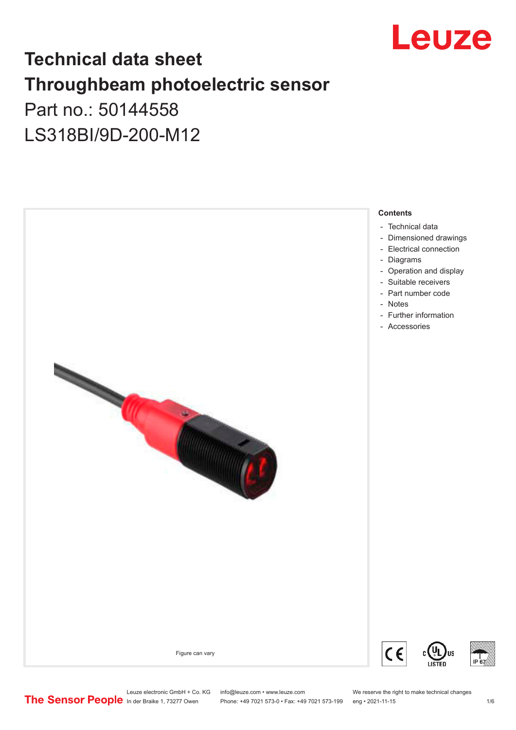# Technical data sheet
# Throughbeam photoelectric sensor
## Part no.: 50144558
## LS318BI/9D-200-M12

Figure can vary

**Contents**

- Technical data
- Dimensioned drawings
- Electrical connection
- Diagrams
- Operation and display
- Suitable receivers
- Part number code
- Notes
- Further information
- Accessories

Leuze electronic GmbH + Co. KG
In der Braike 1, 73277 Owen

info@leuze.com • www.leuze.com
Phone: +49 7021 573-0 • Fax: +49 7021 573-199

We reserve the right to make technical changes
eng • 2021-11-15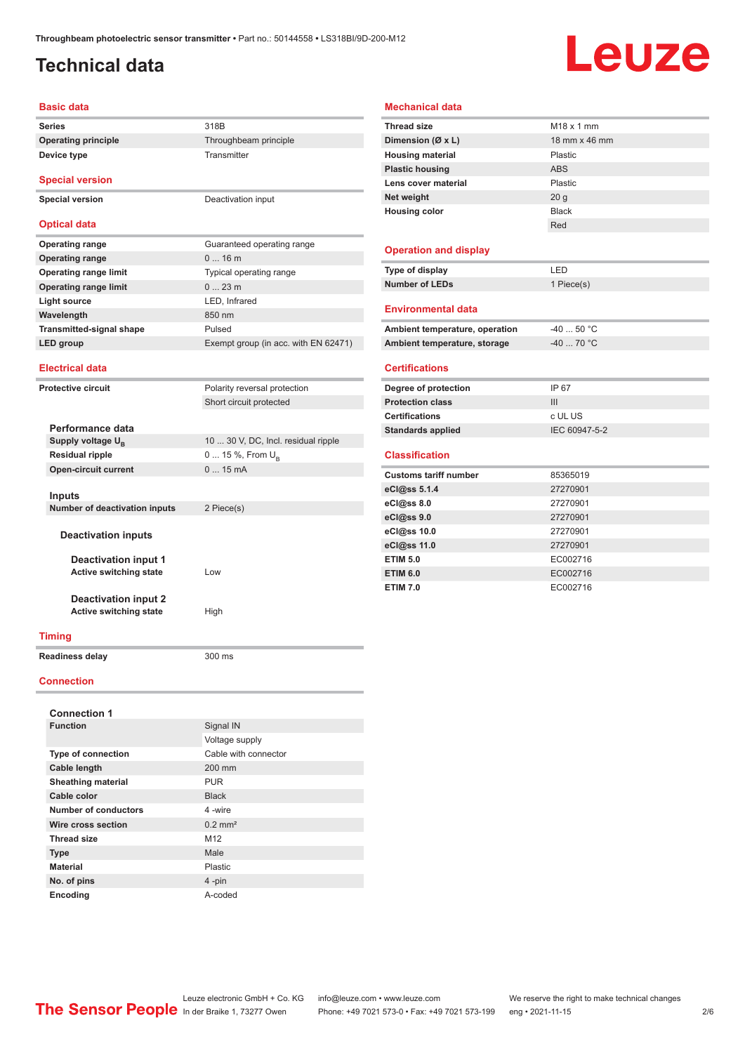# Technical data

## Basic data

| | |
|---|---|
| Series | 318B |
| Operating principle | Throughbeam principle |
| Device type | Transmitter |

## Special version

| | |
|---|---|
| Special version | Deactivation input |

## Optical data

| | |
|---|---|
| Operating range | Guaranteed operating range |
| Operating range | 0 ... 16 m |
| Operating range limit | Typical operating range |
| Operating range limit | 0 ... 23 m |
| Light source | LED, Infrared |
| Wavelength | 850 nm |
| Transmitted-signal shape | Pulsed |
| LED group | Exempt group (in acc. with EN 62471) |

## Electrical data

| | |
|---|---|
| Protective circuit | Polarity reversal protection |
| | Short circuit protected |

**Performance data**

| | |
|---|---|
| Supply voltage $U_B$ | 10 ... 30 V, DC, Incl. residual ripple |
| Residual ripple | 0 ... 15 %, From $U_B$ |
| Open-circuit current | 0 ... 15 mA |

**Inputs**

| | |
|---|---|
| Number of deactivation inputs | 2 Piece(s) |

**Deactivation inputs**

**Deactivation input 1**

| | |
|---|---|
| Active switching state | Low |

**Deactivation input 2**

| | |
|---|---|
| Active switching state | High |

## Timing

| | |
|---|---|
| Readiness delay | 300 ms |

## Connection

**Connection 1**

| | |
|---|---|
| Function | Signal IN |
| | Voltage supply |
| Type of connection | Cable with connector |
| Cable length | 200 mm |
| Sheathing material | PUR |
| Cable color | Black |
| Number of conductors | 4 -wire |
| Wire cross section | 0.2 mm² |
| Thread size | M12 |
| Type | Male |
| Material | Plastic |
| No. of pins | 4 -pin |
| Encoding | A-coded |

## Mechanical data

| | |
|---|---|
| Thread size | M18 x 1 mm |
| Dimension (Ø x L) | 18 mm x 46 mm |
| Housing material | Plastic |
| Plastic housing | ABS |
| Lens cover material | Plastic |
| Net weight | 20 g |
| Housing color | Black |
| | Red |

## Operation and display

| | |
|---|---|
| Type of display | LED |
| Number of LEDs | 1 Piece(s) |

## Environmental data

| | |
|---|---|
| Ambient temperature, operation | -40 ... 50 °C |
| Ambient temperature, storage | -40 ... 70 °C |

## Certifications

| | |
|---|---|
| Degree of protection | IP 67 |
| Protection class | III |
| Certifications | c UL US |
| Standards applied | IEC 60947-5-2 |

## Classification

| | |
|---|---|
| Customs tariff number | 85365019 |
| eCl@ss 5.1.4 | 27270901 |
| eCl@ss 8.0 | 27270901 |
| eCl@ss 9.0 | 27270901 |
| eCl@ss 10.0 | 27270901 |
| eCl@ss 11.0 | 27270901 |
| ETIM 5.0 | EC002716 |
| ETIM 6.0 | EC002716 |
| ETIM 7.0 | EC002716 |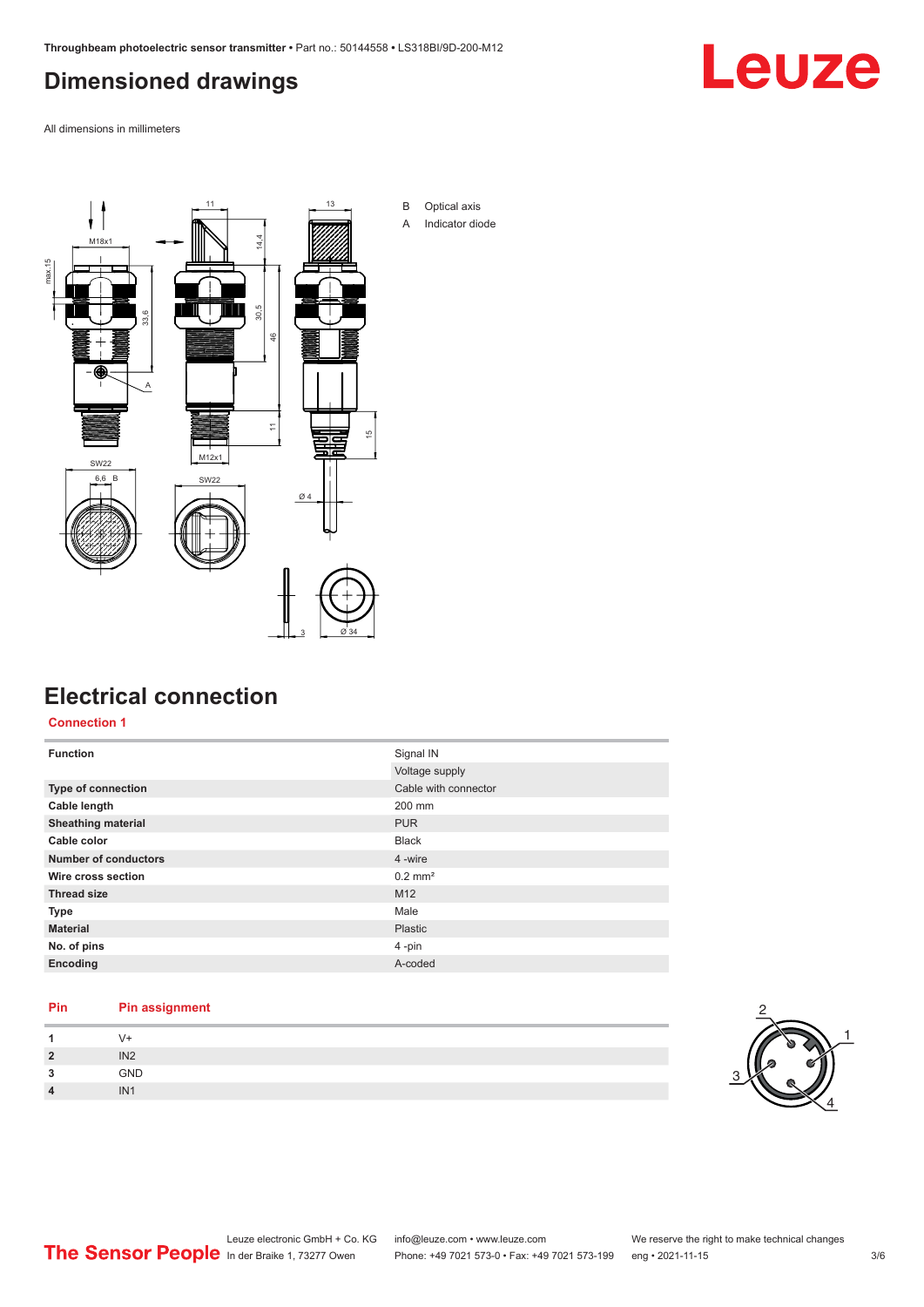# Dimensioned drawings

All dimensions in millimeters

B Optical axis
A Indicator diode

# Electrical connection

## Connection 1

| Function | Signal IN |
|---|---|
| | Voltage supply |
| Type of connection | Cable with connector |
| Cable length | 200 mm |
| Sheathing material | PUR |
| Cable color | Black |
| Number of conductors | 4 -wire |
| Wire cross section | 0.2 mm² |
| Thread size | M12 |
| Type | Male |
| Material | Plastic |
| No. of pins | 4 -pin |
| Encoding | A-coded |

| Pin | Pin assignment |
|---|---|
| 1 | V+ |
| 2 | IN2 |
| 3 | GND |
| 4 | IN1 |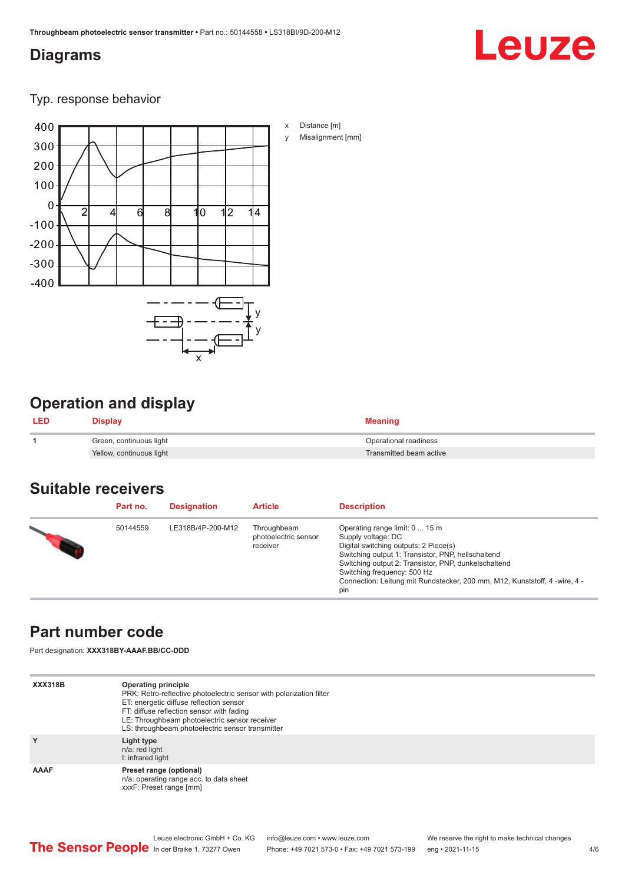## Diagrams

Typ. response behavior

x Distance [m]

y Misalignment [mm]

## Operation and display

| LED | Display | Meaning |
| --- | --- | --- |
| 1 | Green, continuous light | Operational readiness |
|  | Yellow, continuous light | Transmitted beam active |

## Suitable receivers

| | Part no. | Designation | Article | Description |
| --- | --- | --- | --- | --- |
| | 50144559 | LE318B/4P-200-M12 | Throughbeam photoelectric sensor receiver | Operating range limit: 0 ... 15 m<br>Supply voltage: DC<br>Digital switching outputs: 2 Piece(s)<br>Switching output 1: Transistor, PNP, hellschaltend<br>Switching output 2: Transistor, PNP, dunkelschaltend<br>Switching frequency: 500 Hz<br>Connection: Leitung mit Rundstecker, 200 mm, M12, Kunststoff, 4 -wire, 4 -pin |

## Part number code

Part designation: **XXX318BY-AAAF.BB/CC-DDD**

| | |
| --- | --- |
| **XXX318B** | **Operating principle**<br>PRK: Retro-reflective photoelectric sensor with polarization filter<br>ET: energetic diffuse reflection sensor<br>FT: diffuse reflection sensor with fading<br>LE: Throughbeam photoelectric sensor receiver<br>LS: throughbeam photoelectric sensor transmitter |
| **Y** | **Light type**<br>n/a: red light<br>I: infrared light |
| **AAAF** | **Preset range (optional)**<br>n/a: operating range acc. to data sheet<br>xxxF: Preset range [mm] |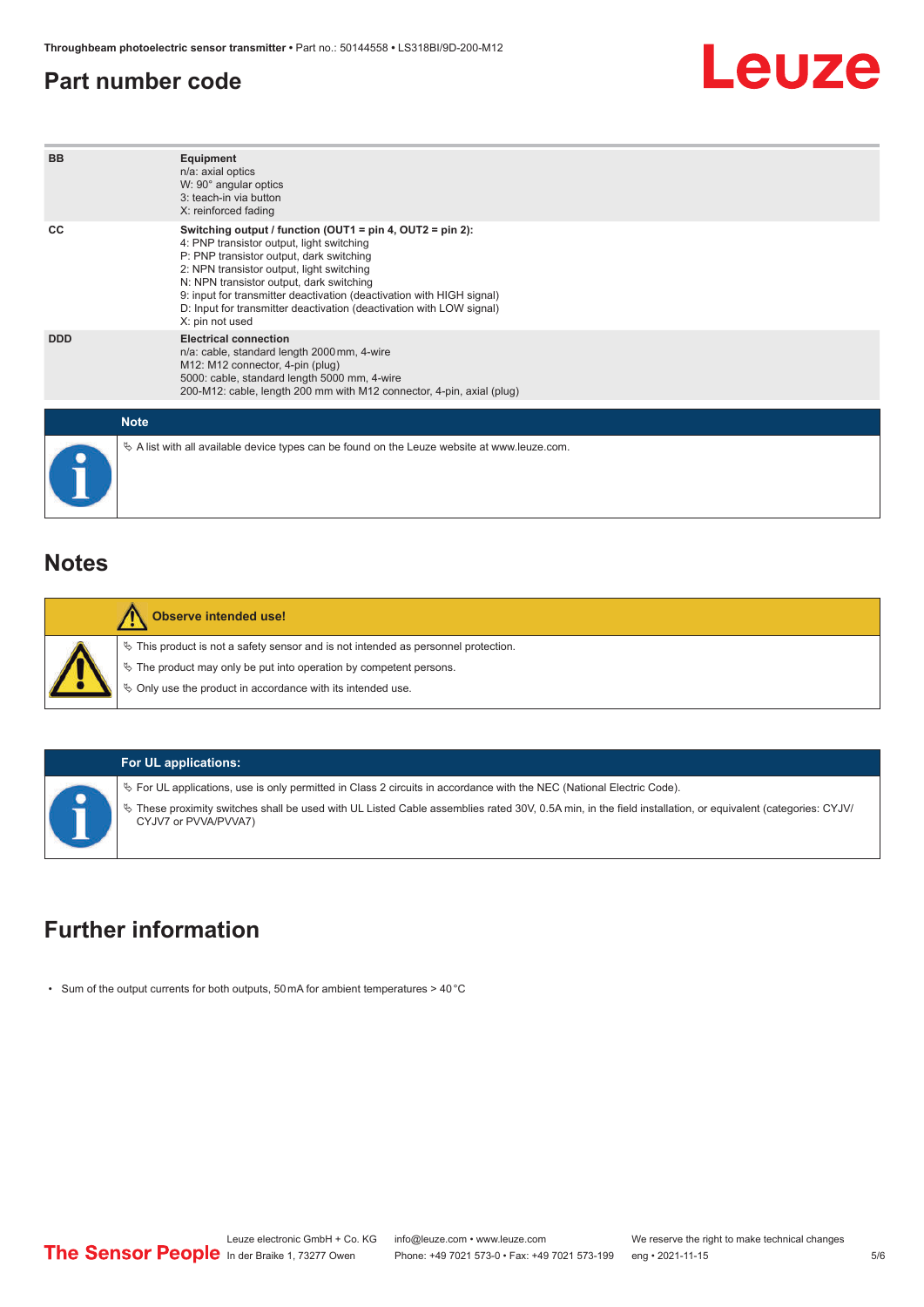## Part number code

| | |
|---|---|
| BB | **Equipment**<br>n/a: axial optics<br>W: 90° angular optics<br>3: teach-in via button<br>X: reinforced fading |
| CC | **Switching output / function (OUT1 = pin 4, OUT2 = pin 2):**<br>4: PNP transistor output, light switching<br>P: PNP transistor output, dark switching<br>2: NPN transistor output, light switching<br>N: NPN transistor output, dark switching<br>9: input for transmitter deactivation (deactivation with HIGH signal)<br>D: Input for transmitter deactivation (deactivation with LOW signal)<br>X: pin not used |
| DDD | **Electrical connection**<br>n/a: cable, standard length 2000 mm, 4-wire<br>M12: M12 connector, 4-pin (plug)<br>5000: cable, standard length 5000 mm, 4-wire<br>200-M12: cable, length 200 mm with M12 connector, 4-pin, axial (plug) |

**Note**

- A list with all available device types can be found on the Leuze website at www.leuze.com.

## Notes

**Observe intended use!**

- This product is not a safety sensor and is not intended as personnel protection.
- The product may only be put into operation by competent persons.
- Only use the product in accordance with its intended use.

**For UL applications:**

- For UL applications, use is only permitted in Class 2 circuits in accordance with the NEC (National Electric Code).
- These proximity switches shall be used with UL Listed Cable assemblies rated 30V, 0.5A min, in the field installation, or equivalent (categories: CYJV/CYJV7 or PVVA/PVVA7)

## Further information

- Sum of the output currents for both outputs, 50 mA for ambient temperatures > 40 °C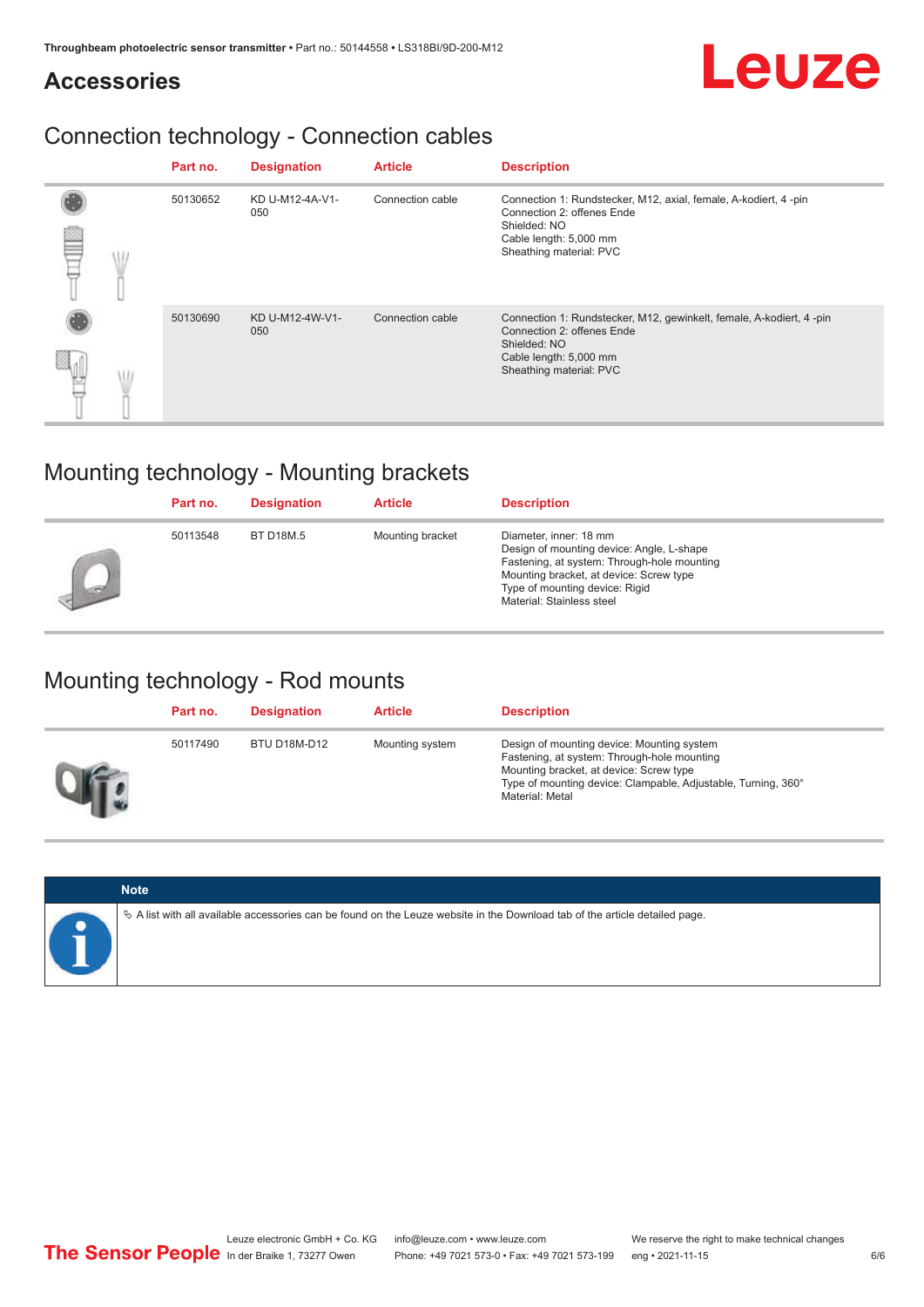## Accessories

### Connection technology - Connection cables

| | Part no. | Designation | Article | Description |
|---|---|---|---|---|
| | 50130652 | KD U-M12-4A-V1-050 | Connection cable | Connection 1: Rundstecker, M12, axial, female, A-kodiert, 4 -pin<br>Connection 2: offenes Ende<br>Shielded: NO<br>Cable length: 5,000 mm<br>Sheathing material: PVC |
| | 50130690 | KD U-M12-4W-V1-050 | Connection cable | Connection 1: Rundstecker, M12, gewinkelt, female, A-kodiert, 4 -pin<br>Connection 2: offenes Ende<br>Shielded: NO<br>Cable length: 5,000 mm<br>Sheathing material: PVC |

### Mounting technology - Mounting brackets

| | Part no. | Designation | Article | Description |
|---|---|---|---|---|
| | 50113548 | BT D18M.5 | Mounting bracket | Diameter, inner: 18 mm<br>Design of mounting device: Angle, L-shape<br>Fastening, at system: Through-hole mounting<br>Mounting bracket, at device: Screw type<br>Type of mounting device: Rigid<br>Material: Stainless steel |

### Mounting technology - Rod mounts

| | Part no. | Designation | Article | Description |
|---|---|---|---|---|
| | 50117490 | BTU D18M-D12 | Mounting system | Design of mounting device: Mounting system<br>Fastening, at system: Through-hole mounting<br>Mounting bracket, at device: Screw type<br>Type of mounting device: Clampable, Adjustable, Turning, 360°<br>Material: Metal |

**Note**

↳ A list with all available accessories can be found on the Leuze website in the Download tab of the article detailed page.